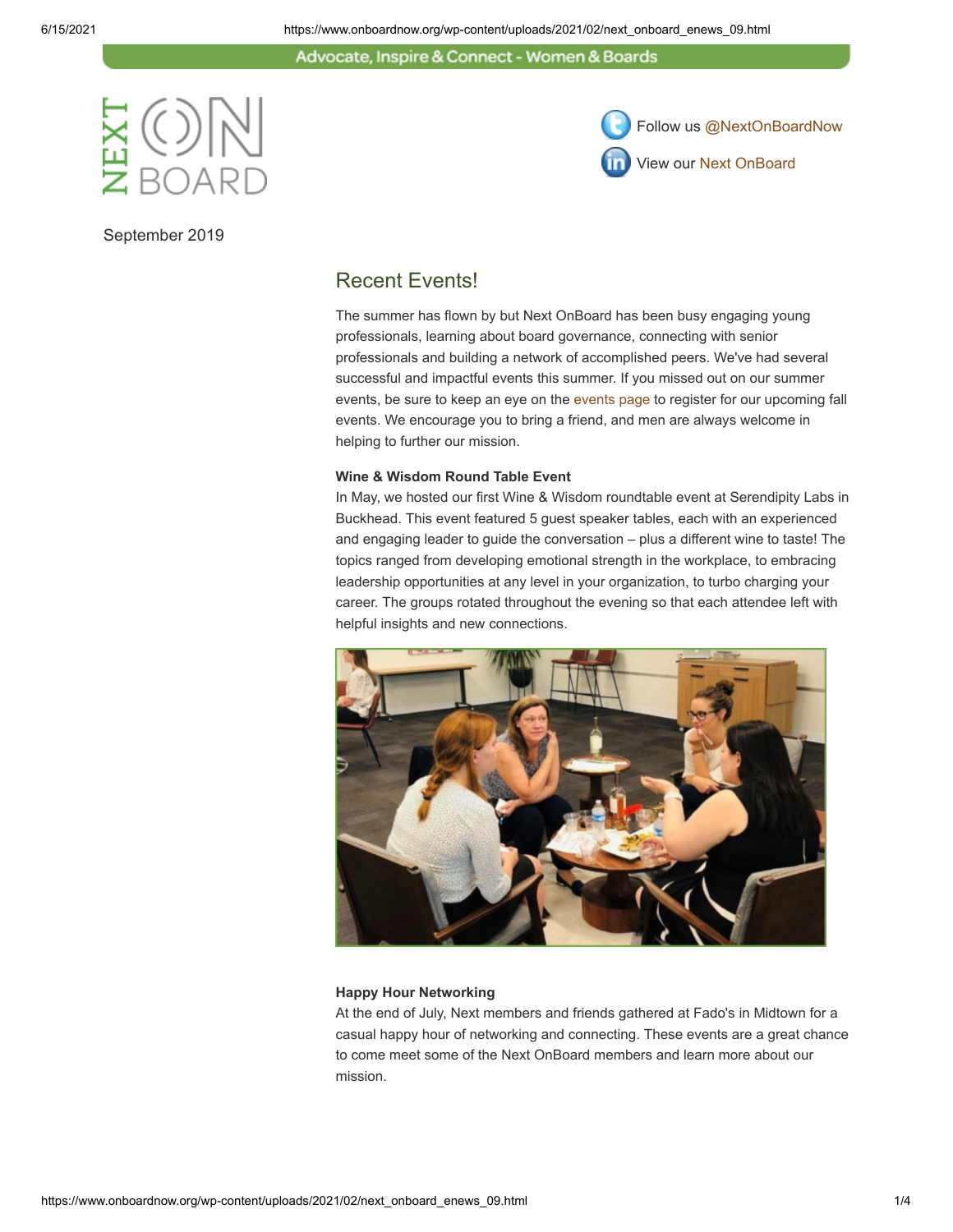Advocate, Inspire & Connect - Women & Boards

NEXT ON BOARD

Follow us @NextOnBoardNow

View our Next OnBoard

September 2019

## Recent Events!

The summer has flown by but Next OnBoard has been busy engaging young professionals, learning about board governance, connecting with senior professionals and building a network of accomplished peers. We've had several successful and impactful events this summer. If you missed out on our summer events, be sure to keep an eye on the events page to register for our upcoming fall events. We encourage you to bring a friend, and men are always welcome in helping to further our mission.

**Wine & Wisdom Round Table Event**
In May, we hosted our first Wine & Wisdom roundtable event at Serendipity Labs in Buckhead. This event featured 5 guest speaker tables, each with an experienced and engaging leader to guide the conversation – plus a different wine to taste! The topics ranged from developing emotional strength in the workplace, to embracing leadership opportunities at any level in your organization, to turbo charging your career. The groups rotated throughout the evening so that each attendee left with helpful insights and new connections.

**Happy Hour Networking**
At the end of July, Next members and friends gathered at Fado's in Midtown for a casual happy hour of networking and connecting. These events are a great chance to come meet some of the Next OnBoard members and learn more about our mission.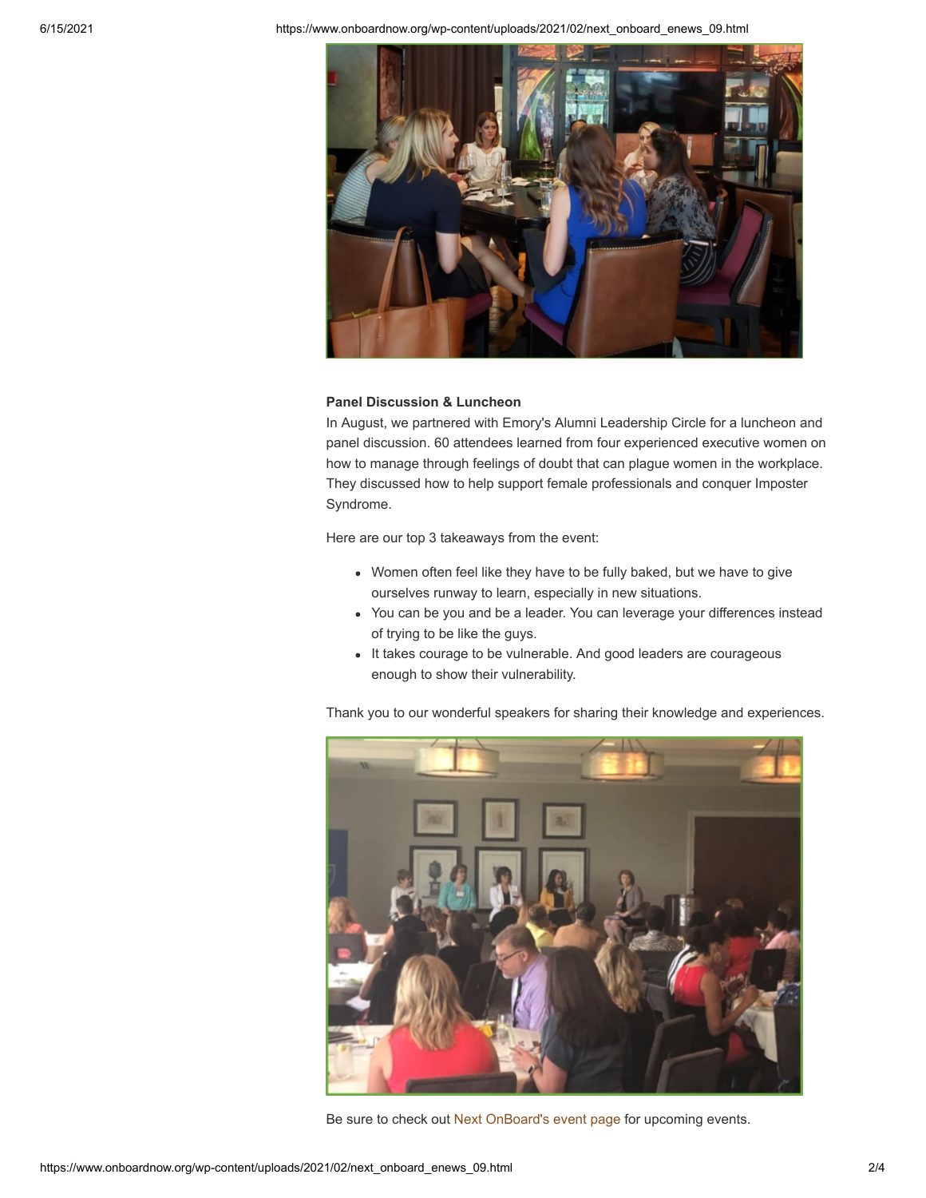**Panel Discussion & Luncheon**

In August, we partnered with Emory's Alumni Leadership Circle for a luncheon and panel discussion. 60 attendees learned from four experienced executive women on how to manage through feelings of doubt that can plague women in the workplace. They discussed how to help support female professionals and conquer Imposter Syndrome.

Here are our top 3 takeaways from the event:

- Women often feel like they have to be fully baked, but we have to give ourselves runway to learn, especially in new situations.
- You can be you and be a leader. You can leverage your differences instead of trying to be like the guys.
- It takes courage to be vulnerable. And good leaders are courageous enough to show their vulnerability.

Thank you to our wonderful speakers for sharing their knowledge and experiences.

Be sure to check out Next OnBoard's event page for upcoming events.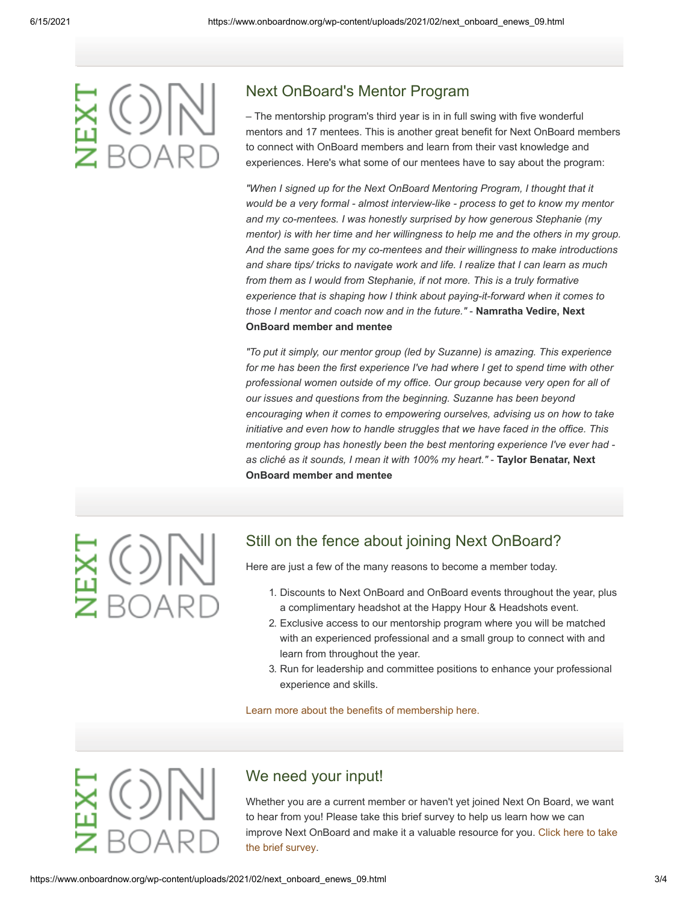## Next OnBoard's Mentor Program

– The mentorship program's third year is in in full swing with five wonderful mentors and 17 mentees. This is another great benefit for Next OnBoard members to connect with OnBoard members and learn from their vast knowledge and experiences. Here's what some of our mentees have to say about the program:

*"When I signed up for the Next OnBoard Mentoring Program, I thought that it would be a very formal - almost interview-like - process to get to know my mentor and my co-mentees. I was honestly surprised by how generous Stephanie (my mentor) is with her time and her willingness to help me and the others in my group. And the same goes for my co-mentees and their willingness to make introductions and share tips/ tricks to navigate work and life. I realize that I can learn as much from them as I would from Stephanie, if not more. This is a truly formative experience that is shaping how I think about paying-it-forward when it comes to those I mentor and coach now and in the future."* - **Namratha Vedire, Next OnBoard member and mentee**

*"To put it simply, our mentor group (led by Suzanne) is amazing. This experience for me has been the first experience I've had where I get to spend time with other professional women outside of my office. Our group because very open for all of our issues and questions from the beginning. Suzanne has been beyond encouraging when it comes to empowering ourselves, advising us on how to take initiative and even how to handle struggles that we have faced in the office. This mentoring group has honestly been the best mentoring experience I've ever had - as cliché as it sounds, I mean it with 100% my heart."* - **Taylor Benatar, Next OnBoard member and mentee**

## Still on the fence about joining Next OnBoard?

Here are just a few of the many reasons to become a member today.

1. Discounts to Next OnBoard and OnBoard events throughout the year, plus a complimentary headshot at the Happy Hour & Headshots event.
2. Exclusive access to our mentorship program where you will be matched with an experienced professional and a small group to connect with and learn from throughout the year.
3. Run for leadership and committee positions to enhance your professional experience and skills.

Learn more about the benefits of membership here.

## We need your input!

Whether you are a current member or haven't yet joined Next On Board, we want to hear from you! Please take this brief survey to help us learn how we can improve Next OnBoard and make it a valuable resource for you. Click here to take the brief survey.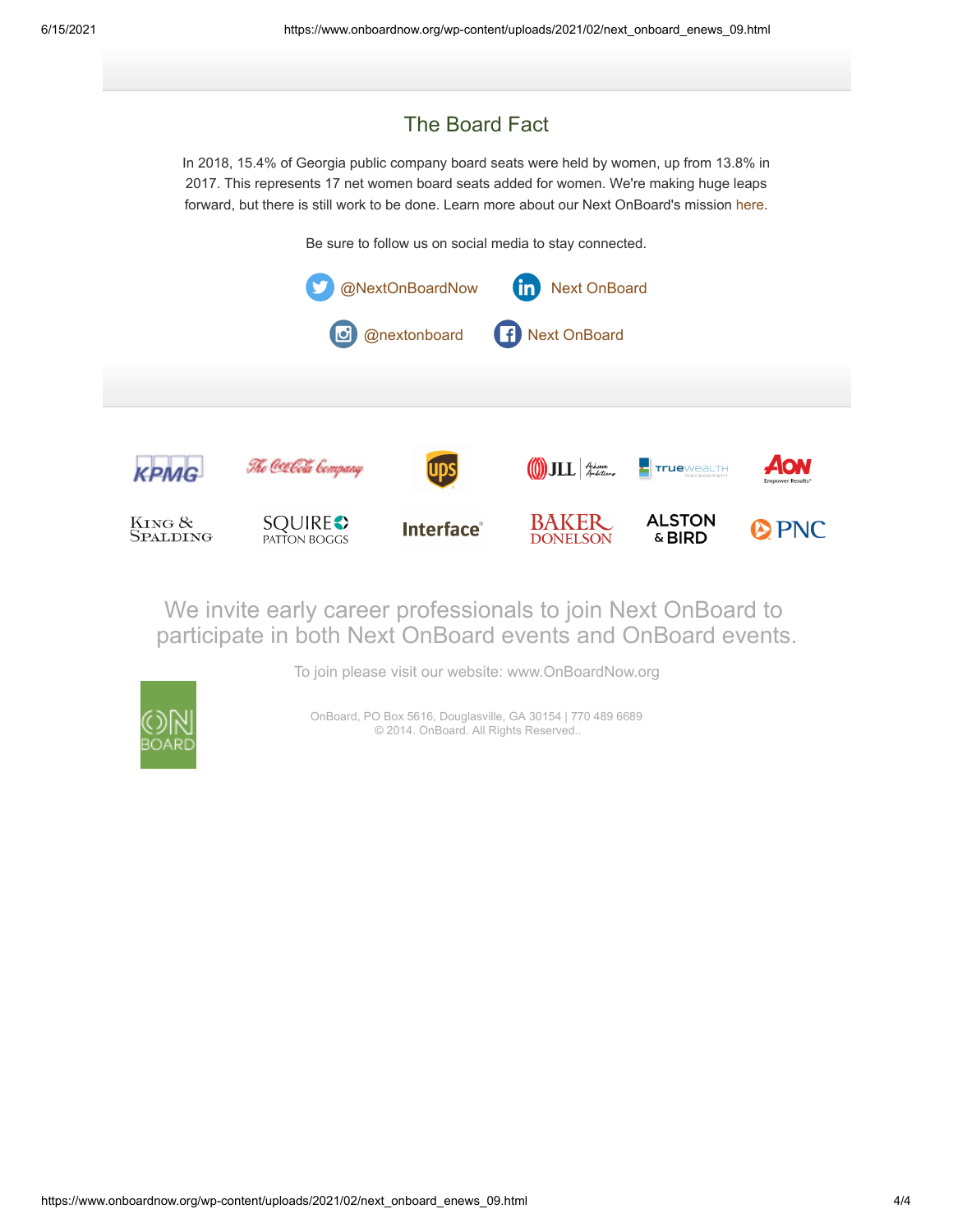## The Board Fact

In 2018, 15.4% of Georgia public company board seats were held by women, up from 13.8% in 2017. This represents 17 net women board seats added for women. We're making huge leaps forward, but there is still work to be done. Learn more about our Next OnBoard's mission here.

Be sure to follow us on social media to stay connected.

@NextOnBoardNow

Next OnBoard

@nextonboard

Next OnBoard

We invite early career professionals to join Next OnBoard to participate in both Next OnBoard events and OnBoard events.

To join please visit our website: www.OnBoardNow.org

OnBoard, PO Box 5616, Douglasville, GA 30154 | 770 489 6689
© 2014. OnBoard. All Rights Reserved..